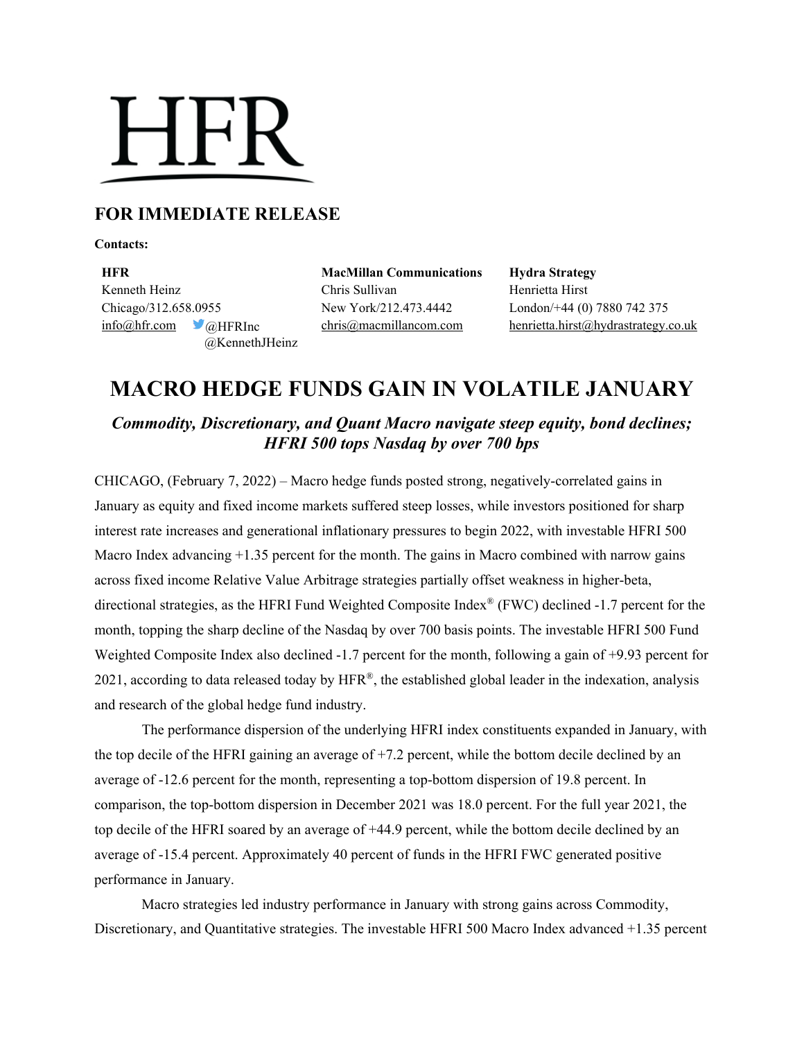# HFR

## FOR IMMEDIATE RELEASE

**Contacts:**

**HFR**
Kenneth Heinz
Chicago/312.658.0955
info@hfr.com @HFRInc
@KennethJHeinz

**MacMillan Communications**
Chris Sullivan
New York/212.473.4442
chris@macmillancom.com

**Hydra Strategy**
Henrietta Hirst
London/+44 (0) 7880 742 375
henrietta.hirst@hydrastrategy.co.uk

# MACRO HEDGE FUNDS GAIN IN VOLATILE JANUARY

### *Commodity, Discretionary, and Quant Macro navigate steep equity, bond declines; HFRI 500 tops Nasdaq by over 700 bps*

CHICAGO, (February 7, 2022) – Macro hedge funds posted strong, negatively-correlated gains in January as equity and fixed income markets suffered steep losses, while investors positioned for sharp interest rate increases and generational inflationary pressures to begin 2022, with investable HFRI 500 Macro Index advancing +1.35 percent for the month. The gains in Macro combined with narrow gains across fixed income Relative Value Arbitrage strategies partially offset weakness in higher-beta, directional strategies, as the HFRI Fund Weighted Composite Index® (FWC) declined -1.7 percent for the month, topping the sharp decline of the Nasdaq by over 700 basis points. The investable HFRI 500 Fund Weighted Composite Index also declined -1.7 percent for the month, following a gain of +9.93 percent for 2021, according to data released today by HFR®, the established global leader in the indexation, analysis and research of the global hedge fund industry.

The performance dispersion of the underlying HFRI index constituents expanded in January, with the top decile of the HFRI gaining an average of +7.2 percent, while the bottom decile declined by an average of -12.6 percent for the month, representing a top-bottom dispersion of 19.8 percent. In comparison, the top-bottom dispersion in December 2021 was 18.0 percent. For the full year 2021, the top decile of the HFRI soared by an average of +44.9 percent, while the bottom decile declined by an average of -15.4 percent. Approximately 40 percent of funds in the HFRI FWC generated positive performance in January.

Macro strategies led industry performance in January with strong gains across Commodity, Discretionary, and Quantitative strategies. The investable HFRI 500 Macro Index advanced +1.35 percent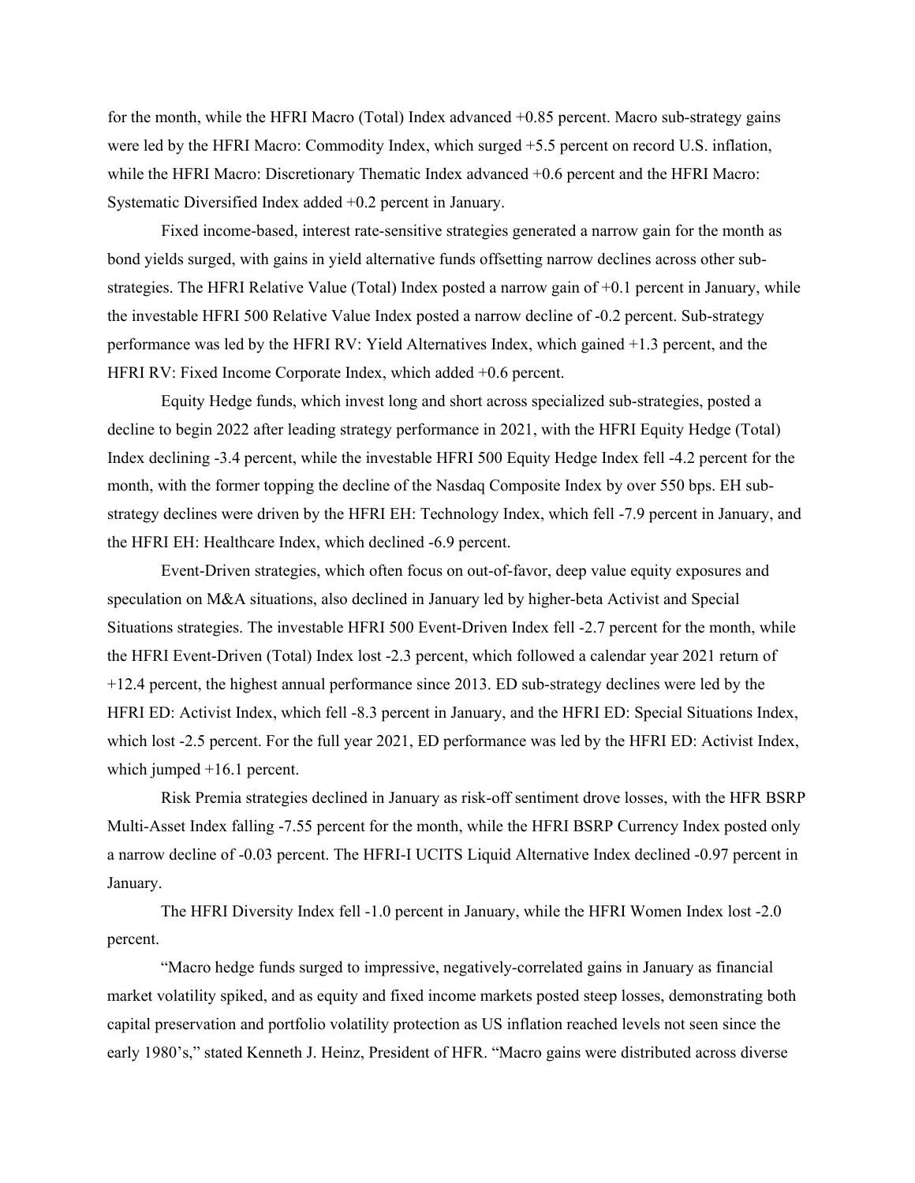for the month, while the HFRI Macro (Total) Index advanced +0.85 percent. Macro sub-strategy gains were led by the HFRI Macro: Commodity Index, which surged +5.5 percent on record U.S. inflation, while the HFRI Macro: Discretionary Thematic Index advanced +0.6 percent and the HFRI Macro: Systematic Diversified Index added +0.2 percent in January.

Fixed income-based, interest rate-sensitive strategies generated a narrow gain for the month as bond yields surged, with gains in yield alternative funds offsetting narrow declines across other sub-strategies. The HFRI Relative Value (Total) Index posted a narrow gain of +0.1 percent in January, while the investable HFRI 500 Relative Value Index posted a narrow decline of -0.2 percent. Sub-strategy performance was led by the HFRI RV: Yield Alternatives Index, which gained +1.3 percent, and the HFRI RV: Fixed Income Corporate Index, which added +0.6 percent.

Equity Hedge funds, which invest long and short across specialized sub-strategies, posted a decline to begin 2022 after leading strategy performance in 2021, with the HFRI Equity Hedge (Total) Index declining -3.4 percent, while the investable HFRI 500 Equity Hedge Index fell -4.2 percent for the month, with the former topping the decline of the Nasdaq Composite Index by over 550 bps. EH sub-strategy declines were driven by the HFRI EH: Technology Index, which fell -7.9 percent in January, and the HFRI EH: Healthcare Index, which declined -6.9 percent.

Event-Driven strategies, which often focus on out-of-favor, deep value equity exposures and speculation on M&A situations, also declined in January led by higher-beta Activist and Special Situations strategies. The investable HFRI 500 Event-Driven Index fell -2.7 percent for the month, while the HFRI Event-Driven (Total) Index lost -2.3 percent, which followed a calendar year 2021 return of +12.4 percent, the highest annual performance since 2013. ED sub-strategy declines were led by the HFRI ED: Activist Index, which fell -8.3 percent in January, and the HFRI ED: Special Situations Index, which lost -2.5 percent. For the full year 2021, ED performance was led by the HFRI ED: Activist Index, which jumped +16.1 percent.

Risk Premia strategies declined in January as risk-off sentiment drove losses, with the HFR BSRP Multi-Asset Index falling -7.55 percent for the month, while the HFRI BSRP Currency Index posted only a narrow decline of -0.03 percent. The HFRI-I UCITS Liquid Alternative Index declined -0.97 percent in January.

The HFRI Diversity Index fell -1.0 percent in January, while the HFRI Women Index lost -2.0 percent.

"Macro hedge funds surged to impressive, negatively-correlated gains in January as financial market volatility spiked, and as equity and fixed income markets posted steep losses, demonstrating both capital preservation and portfolio volatility protection as US inflation reached levels not seen since the early 1980's," stated Kenneth J. Heinz, President of HFR. "Macro gains were distributed across diverse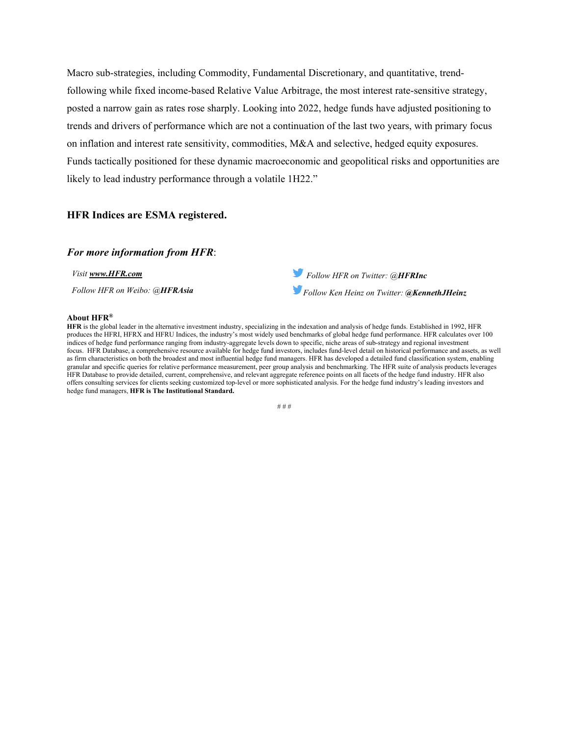Macro sub-strategies, including Commodity, Fundamental Discretionary, and quantitative, trend-following while fixed income-based Relative Value Arbitrage, the most interest rate-sensitive strategy, posted a narrow gain as rates rose sharply. Looking into 2022, hedge funds have adjusted positioning to trends and drivers of performance which are not a continuation of the last two years, with primary focus on inflation and interest rate sensitivity, commodities, M&A and selective, hedged equity exposures. Funds tactically positioned for these dynamic macroeconomic and geopolitical risks and opportunities are likely to lead industry performance through a volatile 1H22."

**HFR Indices are ESMA registered.**

***For more information from HFR***:

*Visit **www.HFR.com***

*Follow HFR on Weibo: @**HFRAsia***

*Follow HFR on Twitter: @**HFRInc***

*Follow Ken Heinz on Twitter: **@KennethJHeinz***

**About HFR®**

**HFR** is the global leader in the alternative investment industry, specializing in the indexation and analysis of hedge funds. Established in 1992, HFR produces the HFRI, HFRX and HFRU Indices, the industry's most widely used benchmarks of global hedge fund performance. HFR calculates over 100 indices of hedge fund performance ranging from industry-aggregate levels down to specific, niche areas of sub-strategy and regional investment focus. HFR Database, a comprehensive resource available for hedge fund investors, includes fund-level detail on historical performance and assets, as well as firm characteristics on both the broadest and most influential hedge fund managers. HFR has developed a detailed fund classification system, enabling granular and specific queries for relative performance measurement, peer group analysis and benchmarking. The HFR suite of analysis products leverages HFR Database to provide detailed, current, comprehensive, and relevant aggregate reference points on all facets of the hedge fund industry. HFR also offers consulting services for clients seeking customized top-level or more sophisticated analysis. For the hedge fund industry's leading investors and hedge fund managers, **HFR is The Institutional Standard.**

# # #